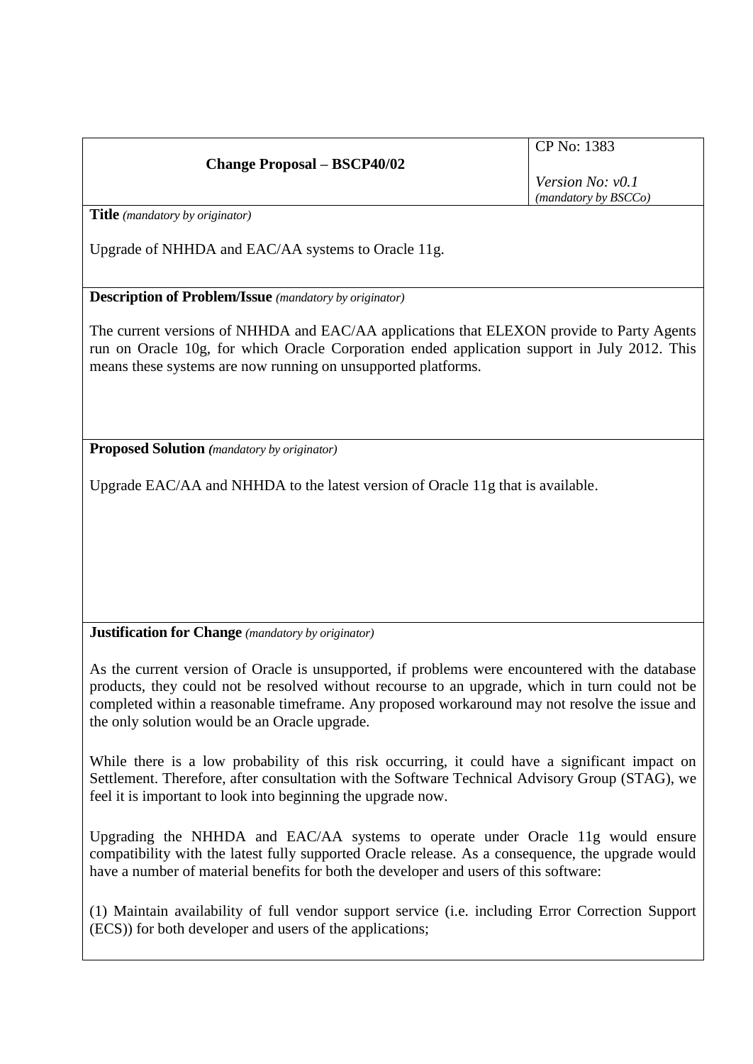| Change Proposal – BSCP40/02 | CP No: 1383<br><br>*Version No: v0.1*<br>*(mandatory by BSCCo)* |
| --- | --- |

**Title** *(mandatory by originator)*

Upgrade of NHHDA and EAC/AA systems to Oracle 11g.

**Description of Problem/Issue** *(mandatory by originator)*

The current versions of NHHDA and EAC/AA applications that ELEXON provide to Party Agents run on Oracle 10g, for which Oracle Corporation ended application support in July 2012. This means these systems are now running on unsupported platforms.

**Proposed Solution** *(mandatory by originator)*

Upgrade EAC/AA and NHHDA to the latest version of Oracle 11g that is available.

**Justification for Change** *(mandatory by originator)*

As the current version of Oracle is unsupported, if problems were encountered with the database products, they could not be resolved without recourse to an upgrade, which in turn could not be completed within a reasonable timeframe. Any proposed workaround may not resolve the issue and the only solution would be an Oracle upgrade.

While there is a low probability of this risk occurring, it could have a significant impact on Settlement. Therefore, after consultation with the Software Technical Advisory Group (STAG), we feel it is important to look into beginning the upgrade now.

Upgrading the NHHDA and EAC/AA systems to operate under Oracle 11g would ensure compatibility with the latest fully supported Oracle release. As a consequence, the upgrade would have a number of material benefits for both the developer and users of this software:

(1) Maintain availability of full vendor support service (i.e. including Error Correction Support (ECS)) for both developer and users of the applications;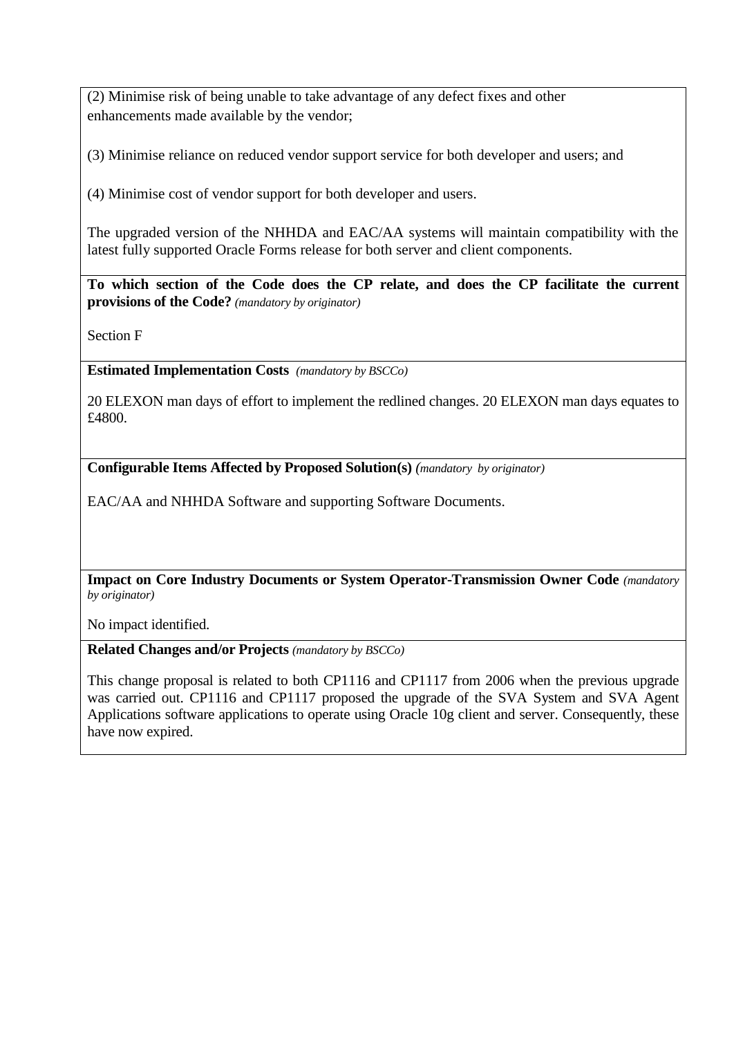(2) Minimise risk of being unable to take advantage of any defect fixes and other enhancements made available by the vendor;

(3) Minimise reliance on reduced vendor support service for both developer and users; and

(4) Minimise cost of vendor support for both developer and users.

The upgraded version of the NHHDA and EAC/AA systems will maintain compatibility with the latest fully supported Oracle Forms release for both server and client components.

**To which section of the Code does the CP relate, and does the CP facilitate the current provisions of the Code?** *(mandatory by originator)*

Section F

**Estimated Implementation Costs** *(mandatory by BSCCo)*

20 ELEXON man days of effort to implement the redlined changes. 20 ELEXON man days equates to £4800.

**Configurable Items Affected by Proposed Solution(s)** *(mandatory by originator)*

EAC/AA and NHHDA Software and supporting Software Documents.

**Impact on Core Industry Documents or System Operator-Transmission Owner Code** *(mandatory by originator)*

No impact identified.

**Related Changes and/or Projects** *(mandatory by BSCCo)*

This change proposal is related to both CP1116 and CP1117 from 2006 when the previous upgrade was carried out. CP1116 and CP1117 proposed the upgrade of the SVA System and SVA Agent Applications software applications to operate using Oracle 10g client and server. Consequently, these have now expired.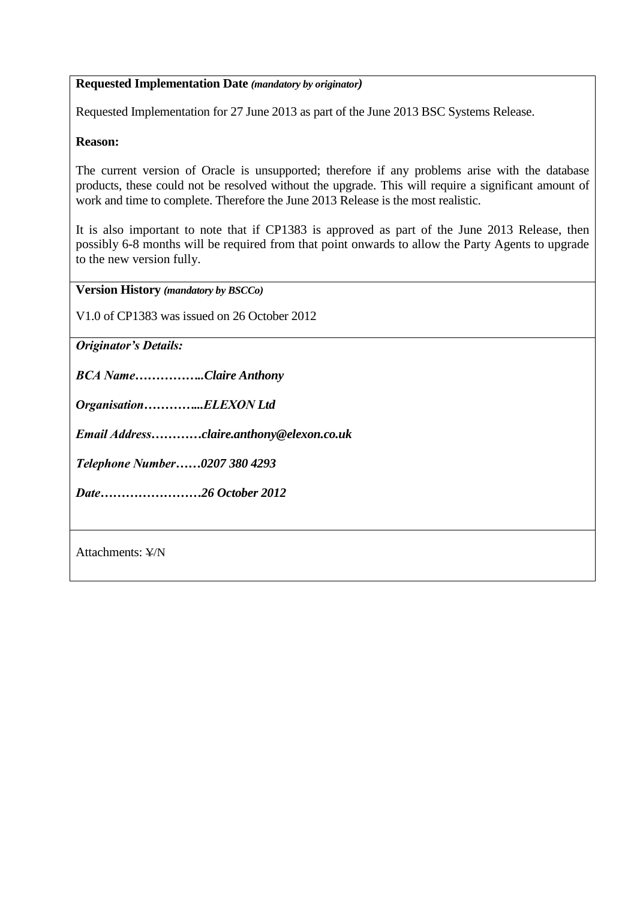**Requested Implementation Date** ***(mandatory by originator)***

Requested Implementation for 27 June 2013 as part of the June 2013 BSC Systems Release.

**Reason:**

The current version of Oracle is unsupported; therefore if any problems arise with the database products, these could not be resolved without the upgrade. This will require a significant amount of work and time to complete. Therefore the June 2013 Release is the most realistic.

It is also important to note that if CP1383 is approved as part of the June 2013 Release, then possibly 6-8 months will be required from that point onwards to allow the Party Agents to upgrade to the new version fully.

**Version History** ***(mandatory by BSCCo)***

V1.0 of CP1383 was issued on 26 October 2012

***Originator's Details:***

***BCA Name……………..Claire Anthony***

***Organisation………….ELEXON Ltd***

***Email Address…………claire.anthony@elexon.co.uk***

***Telephone Number……0207 380 4293***

***Date……………………26 October 2012***

Attachments: ~~Y~~/N